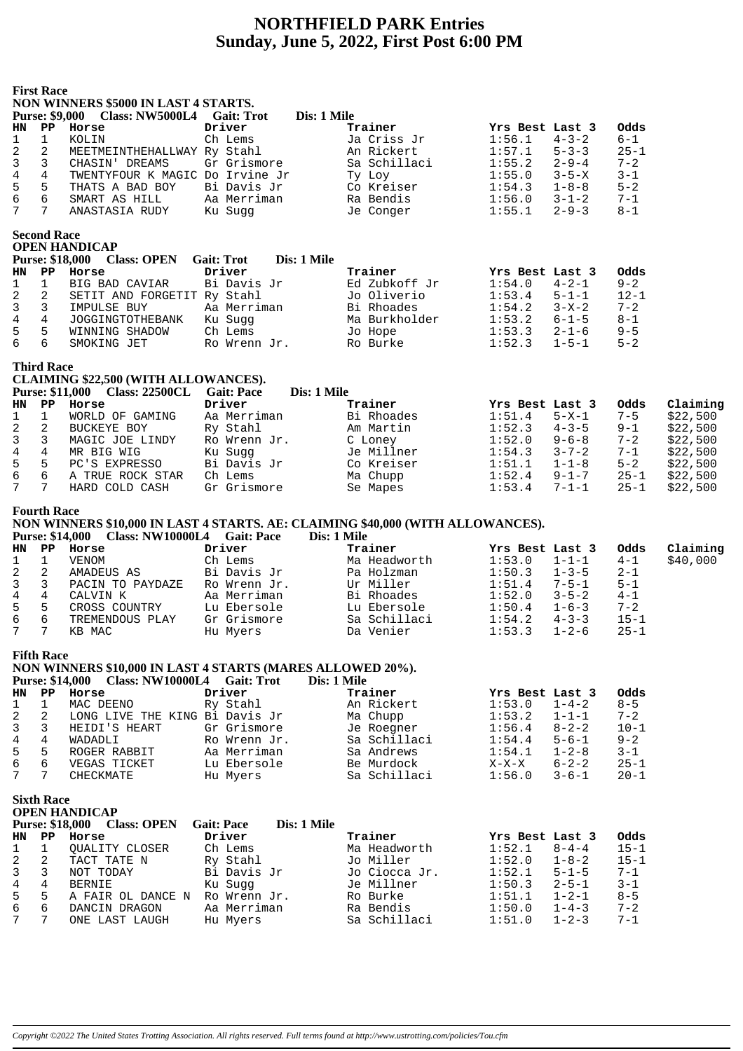# NORTHFIELD PARK Entries
## Sunday, June 5, 2022, First Post 6:00 PM

### First Race
**NON WINNERS $5000 IN LAST 4 STARTS.**
**Purse: $9,000 Class: NW5000L4 Gait: Trot Dis: 1 Mile**

| HN | PP | Horse | Driver | Trainer | Yrs Best | Last 3 | Odds |
|---|---|---|---|---|---|---|---|
| 1 | 1 | KOLIN | Ch Lems | Ja Criss Jr | 1:56.1 | 4-3-2 | 6-1 |
| 2 | 2 | MEETMEINTHEHALLWAY | Ry Stahl | An Rickert | 1:57.1 | 5-3-3 | 25-1 |
| 3 | 3 | CHASIN' DREAMS | Gr Grismore | Sa Schillaci | 1:55.2 | 2-9-4 | 7-2 |
| 4 | 4 | TWENTYFOUR K MAGIC | Do Irvine Jr | Ty Loy | 1:55.0 | 3-5-X | 3-1 |
| 5 | 5 | THATS A BAD BOY | Bi Davis Jr | Co Kreiser | 1:54.3 | 1-8-8 | 5-2 |
| 6 | 6 | SMART AS HILL | Aa Merriman | Ra Bendis | 1:56.0 | 3-1-2 | 7-1 |
| 7 | 7 | ANASTASIA RUDY | Ku Sugg | Je Conger | 1:55.1 | 2-9-3 | 8-1 |

### Second Race
**OPEN HANDICAP**
**Purse: $18,000 Class: OPEN Gait: Trot Dis: 1 Mile**

| HN | PP | Horse | Driver | Trainer | Yrs Best | Last 3 | Odds |
|---|---|---|---|---|---|---|---|
| 1 | 1 | BIG BAD CAVIAR | Bi Davis Jr | Ed Zubkoff Jr | 1:54.0 | 4-2-1 | 9-2 |
| 2 | 2 | SETIT AND FORGETIT | Ry Stahl | Jo Oliverio | 1:53.4 | 5-1-1 | 12-1 |
| 3 | 3 | IMPULSE BUY | Aa Merriman | Bi Rhoades | 1:54.2 | 3-X-2 | 7-2 |
| 4 | 4 | JOGGINGTOTHEBANK | Ku Sugg | Ma Burkholder | 1:53.2 | 6-1-5 | 8-1 |
| 5 | 5 | WINNING SHADOW | Ch Lems | Jo Hope | 1:53.3 | 2-1-6 | 9-5 |
| 6 | 6 | SMOKING JET | Ro Wrenn Jr. | Ro Burke | 1:52.3 | 1-5-1 | 5-2 |

### Third Race
**CLAIMING $22,500 (WITH ALLOWANCES).**
**Purse: $11,000 Class: 22500CL Gait: Pace Dis: 1 Mile**

| HN | PP | Horse | Driver | Trainer | Yrs Best | Last 3 | Odds | Claiming |
|---|---|---|---|---|---|---|---|---|
| 1 | 1 | WORLD OF GAMING | Aa Merriman | Bi Rhoades | 1:51.4 | 5-X-1 | 7-5 | $22,500 |
| 2 | 2 | BUCKEYE BOY | Ry Stahl | Am Martin | 1:52.3 | 4-3-5 | 9-1 | $22,500 |
| 3 | 3 | MAGIC JOE LINDY | Ro Wrenn Jr. | C Loney | 1:52.0 | 9-6-8 | 7-2 | $22,500 |
| 4 | 4 | MR BIG WIG | Ku Sugg | Je Millner | 1:54.3 | 3-7-2 | 7-1 | $22,500 |
| 5 | 5 | PC'S EXPRESSO | Bi Davis Jr | Co Kreiser | 1:51.1 | 1-1-8 | 5-2 | $22,500 |
| 6 | 6 | A TRUE ROCK STAR | Ch Lems | Ma Chupp | 1:52.4 | 9-1-7 | 25-1 | $22,500 |
| 7 | 7 | HARD COLD CASH | Gr Grismore | Se Mapes | 1:53.4 | 7-1-1 | 25-1 | $22,500 |

### Fourth Race
**NON WINNERS $10,000 IN LAST 4 STARTS. AE: CLAIMING $40,000 (WITH ALLOWANCES).**
**Purse: $14,000 Class: NW10000L4 Gait: Pace Dis: 1 Mile**

| HN | PP | Horse | Driver | Trainer | Yrs Best | Last 3 | Odds | Claiming |
|---|---|---|---|---|---|---|---|---|
| 1 | 1 | VENOM | Ch Lems | Ma Headworth | 1:53.0 | 1-1-1 | 4-1 | $40,000 |
| 2 | 2 | AMADEUS AS | Bi Davis Jr | Pa Holzman | 1:50.3 | 1-3-5 | 2-1 | |
| 3 | 3 | PACIN TO PAYDAZE | Ro Wrenn Jr. | Ur Miller | 1:51.4 | 7-5-1 | 5-1 | |
| 4 | 4 | CALVIN K | Aa Merriman | Bi Rhoades | 1:52.0 | 3-5-2 | 4-1 | |
| 5 | 5 | CROSS COUNTRY | Lu Ebersole | Lu Ebersole | 1:50.4 | 1-6-3 | 7-2 | |
| 6 | 6 | TREMENDOUS PLAY | Gr Grismore | Sa Schillaci | 1:54.2 | 4-3-3 | 15-1 | |
| 7 | 7 | KB MAC | Hu Myers | Da Venier | 1:53.3 | 1-2-6 | 25-1 | |

### Fifth Race
**NON WINNERS $10,000 IN LAST 4 STARTS (MARES ALLOWED 20%).**
**Purse: $14,000 Class: NW10000L4 Gait: Trot Dis: 1 Mile**

| HN | PP | Horse | Driver | Trainer | Yrs Best | Last 3 | Odds |
|---|---|---|---|---|---|---|---|
| 1 | 1 | MAC DEENO | Ry Stahl | An Rickert | 1:53.0 | 1-4-2 | 8-5 |
| 2 | 2 | LONG LIVE THE KING | Bi Davis Jr | Ma Chupp | 1:53.2 | 1-1-1 | 7-2 |
| 3 | 3 | HEIDI'S HEART | Gr Grismore | Je Roegner | 1:56.4 | 8-2-2 | 10-1 |
| 4 | 4 | WADADLI | Ro Wrenn Jr. | Sa Schillaci | 1:54.4 | 5-6-1 | 9-2 |
| 5 | 5 | ROGER RABBIT | Aa Merriman | Sa Andrews | 1:54.1 | 1-2-8 | 3-1 |
| 6 | 6 | VEGAS TICKET | Lu Ebersole | Be Murdock | X-X-X | 6-2-2 | 25-1 |
| 7 | 7 | CHECKMATE | Hu Myers | Sa Schillaci | 1:56.0 | 3-6-1 | 20-1 |

### Sixth Race
**OPEN HANDICAP**
**Purse: $18,000 Class: OPEN Gait: Pace Dis: 1 Mile**

| HN | PP | Horse | Driver | Trainer | Yrs Best | Last 3 | Odds |
|---|---|---|---|---|---|---|---|
| 1 | 1 | QUALITY CLOSER | Ch Lems | Ma Headworth | 1:52.1 | 8-4-4 | 15-1 |
| 2 | 2 | TACT TATE N | Ry Stahl | Jo Miller | 1:52.0 | 1-8-2 | 15-1 |
| 3 | 3 | NOT TODAY | Bi Davis Jr | Jo Ciocca Jr. | 1:52.1 | 5-1-5 | 7-1 |
| 4 | 4 | BERNIE | Ku Sugg | Je Millner | 1:50.3 | 2-5-1 | 3-1 |
| 5 | 5 | A FAIR OL DANCE N | Ro Wrenn Jr. | Ro Burke | 1:51.1 | 1-2-1 | 8-5 |
| 6 | 6 | DANCIN DRAGON | Aa Merriman | Ra Bendis | 1:50.0 | 1-4-3 | 7-2 |
| 7 | 7 | ONE LAST LAUGH | Hu Myers | Sa Schillaci | 1:51.0 | 1-2-3 | 7-1 |

*Copyright ©2022 The United States Trotting Association. All rights reserved. Full terms found at http://www.ustrotting.com/policies/Tou.cfm*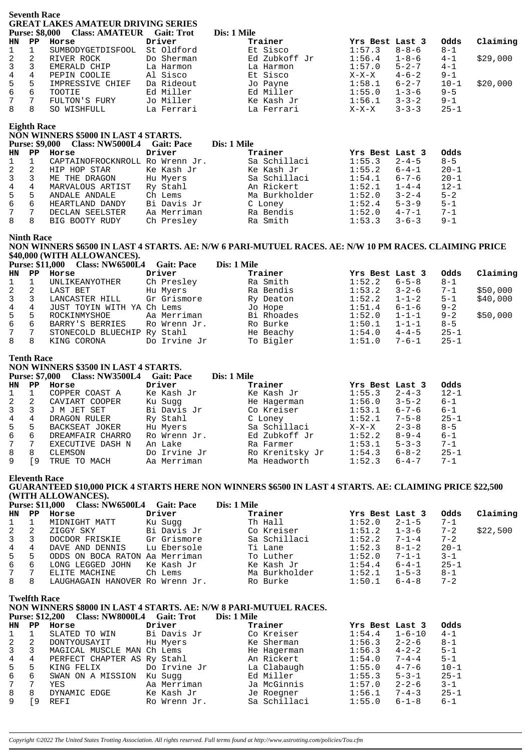## Seventh Race

**GREAT LAKES AMATEUR DRIVING SERIES**

**Purse: $8,000 Class: AMATEUR Gait: Trot Dis: 1 Mile**

| HN | PP | Horse | Driver | Trainer | Yrs Best | Last 3 | Odds | Claiming |
|---|---|---|---|---|---|---|---|---|
| 1 | 1 | SUMBODYGETDISFOOL | St Oldford | Et Sisco | 1:57.3 | 8-8-6 | 8-1 | |
| 2 | 2 | RIVER ROCK | Do Sherman | Ed Zubkoff Jr | 1:56.4 | 1-8-6 | 4-1 | $29,000 |
| 3 | 3 | EMERALD CHIP | La Harmon | La Harmon | 1:57.0 | 5-2-7 | 4-1 | |
| 4 | 4 | PEPIN COOLIE | Al Sisco | Et Sisco | X-X-X | 4-6-2 | 9-1 | |
| 5 | 5 | IMPRESSIVE CHIEF | Da Rideout | Jo Payne | 1:58.1 | 6-2-7 | 10-1 | $20,000 |
| 6 | 6 | TOOTIE | Ed Miller | Ed Miller | 1:55.0 | 1-3-6 | 9-5 | |
| 7 | 7 | FULTON'S FURY | Jo Miller | Ke Kash Jr | 1:56.1 | 3-3-2 | 9-1 | |
| 8 | 8 | SO WISHFULL | La Ferrari | La Ferrari | X-X-X | 3-3-3 | 25-1 | |

## Eighth Race

**NON WINNERS $5000 IN LAST 4 STARTS.**

**Purse: $9,000 Class: NW5000L4 Gait: Pace Dis: 1 Mile**

| HN | PP | Horse | Driver | Trainer | Yrs Best | Last 3 | Odds |
|---|---|---|---|---|---|---|---|
| 1 | 1 | CAPTAINOFROCKNROLL | Ro Wrenn Jr. | Sa Schillaci | 1:55.3 | 2-4-5 | 8-5 |
| 2 | 2 | HIP HOP STAR | Ke Kash Jr | Ke Kash Jr | 1:55.2 | 6-4-1 | 20-1 |
| 3 | 3 | ME THE DRAGON | Hu Myers | Sa Schillaci | 1:54.1 | 6-7-6 | 20-1 |
| 4 | 4 | MARVALOUS ARTIST | Ry Stahl | An Rickert | 1:52.1 | 1-4-4 | 12-1 |
| 5 | 5 | ANDALE ANDALE | Ch Lems | Ma Burkholder | 1:52.0 | 3-2-4 | 5-2 |
| 6 | 6 | HEARTLAND DANDY | Bi Davis Jr | C Loney | 1:52.4 | 5-3-9 | 5-1 |
| 7 | 7 | DECLAN SEELSTER | Aa Merriman | Ra Bendis | 1:52.0 | 4-7-1 | 7-1 |
| 8 | 8 | BIG BOOTY RUDY | Ch Presley | Ra Smith | 1:53.3 | 3-6-3 | 9-1 |

## Ninth Race

**NON WINNERS $6500 IN LAST 4 STARTS. AE: N/W 6 PARI-MUTUEL RACES. AE: N/W 10 PM RACES. CLAIMING PRICE $40,000 (WITH ALLOWANCES).**

**Purse: $11,000 Class: NW6500L4 Gait: Pace Dis: 1 Mile**

| HN | PP | Horse | Driver | Trainer | Yrs Best | Last 3 | Odds | Claiming |
|---|---|---|---|---|---|---|---|---|
| 1 | 1 | UNLIKEANYOTHER | Ch Presley | Ra Smith | 1:52.2 | 6-5-8 | 8-1 | |
| 2 | 2 | LAST BET | Hu Myers | Ra Bendis | 1:53.2 | 3-2-6 | 7-1 | $50,000 |
| 3 | 3 | LANCASTER HILL | Gr Grismore | Ry Deaton | 1:52.2 | 1-1-2 | 5-1 | $40,000 |
| 4 | 4 | JUST TOYIN WITH YA | Ch Lems | Jo Hope | 1:51.4 | 6-1-6 | 9-2 | |
| 5 | 5 | ROCKINMYSHOE | Aa Merriman | Bi Rhoades | 1:52.0 | 1-1-1 | 9-2 | $50,000 |
| 6 | 6 | BARRY'S BERRIES | Ro Wrenn Jr. | Ro Burke | 1:50.1 | 1-1-1 | 8-5 | |
| 7 | 7 | STONECOLD BLUECHIP | Ry Stahl | He Beachy | 1:54.0 | 4-4-5 | 25-1 | |
| 8 | 8 | KING CORONA | Do Irvine Jr | To Bigler | 1:51.0 | 7-6-1 | 25-1 | |

## Tenth Race

**NON WINNERS $3500 IN LAST 4 STARTS.**

**Purse: $7,000 Class: NW3500L4 Gait: Pace Dis: 1 Mile**

| HN | PP | Horse | Driver | Trainer | Yrs Best | Last 3 | Odds |
|---|---|---|---|---|---|---|---|
| 1 | 1 | COPPER COAST A | Ke Kash Jr | Ke Kash Jr | 1:55.3 | 2-4-3 | 12-1 |
| 2 | 2 | CAVIART COOPER | Ku Sugg | He Hagerman | 1:56.0 | 3-5-2 | 6-1 |
| 3 | 3 | J M JET SET | Bi Davis Jr | Co Kreiser | 1:53.1 | 6-7-6 | 6-1 |
| 4 | 4 | DRAGON RULER | Ry Stahl | C Loney | 1:52.1 | 7-5-8 | 25-1 |
| 5 | 5 | BACKSEAT JOKER | Hu Myers | Sa Schillaci | X-X-X | 2-3-8 | 8-5 |
| 6 | 6 | DREAMFAIR CHARRO | Ro Wrenn Jr. | Ed Zubkoff Jr | 1:52.2 | 8-9-4 | 6-1 |
| 7 | 7 | EXECUTIVE DASH N | An Lake | Ra Farmer | 1:53.1 | 5-3-3 | 7-1 |
| 8 | 8 | CLEMSON | Do Irvine Jr | Ro Krenitsky Jr | 1:54.3 | 6-8-2 | 25-1 |
| 9 | [9 | TRUE TO MACH | Aa Merriman | Ma Headworth | 1:52.3 | 6-4-7 | 7-1 |

## Eleventh Race

**GUARANTEED $10,000 PICK 4 STARTS HERE NON WINNERS $6500 IN LAST 4 STARTS. AE: CLAIMING PRICE $22,500 (WITH ALLOWANCES).**

**Purse: $11,000 Class: NW6500L4 Gait: Pace Dis: 1 Mile**

| HN | PP | Horse | Driver | Trainer | Yrs Best | Last 3 | Odds | Claiming |
|---|---|---|---|---|---|---|---|---|
| 1 | 1 | MIDNIGHT MATT | Ku Sugg | Th Hall | 1:52.0 | 2-1-5 | 7-1 | |
| 2 | 2 | ZIGGY SKY | Bi Davis Jr | Co Kreiser | 1:51.2 | 1-3-6 | 7-2 | $22,500 |
| 3 | 3 | DOCDOR FRISKIE | Gr Grismore | Sa Schillaci | 1:52.2 | 7-1-4 | 7-2 | |
| 4 | 4 | DAVE AND DENNIS | Lu Ebersole | Ti Lane | 1:52.3 | 8-1-2 | 20-1 | |
| 5 | 5 | ODDS ON BOCA RATON | Aa Merriman | To Luther | 1:52.0 | 7-1-1 | 3-1 | |
| 6 | 6 | LONG LEGGED JOHN | Ke Kash Jr | Ke Kash Jr | 1:54.4 | 6-4-1 | 25-1 | |
| 7 | 7 | ELITE MACHINE | Ch Lems | Ma Burkholder | 1:52.1 | 1-5-3 | 8-1 | |
| 8 | 8 | LAUGHAGAIN HANOVER | Ro Wrenn Jr. | Ro Burke | 1:50.1 | 6-4-8 | 7-2 | |

## Twelfth Race

**NON WINNERS $8000 IN LAST 4 STARTS. AE: N/W 8 PARI-MUTUEL RACES.**

**Purse: $12,200 Class: NW8000L4 Gait: Trot Dis: 1 Mile**

| HN | PP | Horse | Driver | Trainer | Yrs Best | Last 3 | Odds |
|---|---|---|---|---|---|---|---|
| 1 | 1 | SLATED TO WIN | Bi Davis Jr | Co Kreiser | 1:54.4 | 1-6-10 | 4-1 |
| 2 | 2 | DONTYOUSAYIT | Hu Myers | Ke Sherman | 1:56.3 | 2-2-6 | 8-1 |
| 3 | 3 | MAGICAL MUSCLE MAN | Ch Lems | He Hagerman | 1:56.3 | 4-2-2 | 5-1 |
| 4 | 4 | PERFECT CHAPTER AS | Ry Stahl | An Rickert | 1:54.0 | 7-4-4 | 5-1 |
| 5 | 5 | KING FELIX | Do Irvine Jr | La Clabaugh | 1:55.0 | 4-7-6 | 10-1 |
| 6 | 6 | SWAN ON A MISSION | Ku Sugg | Ed Miller | 1:55.3 | 5-3-1 | 25-1 |
| 7 | 7 | YES | Aa Merriman | Ja McGinnis | 1:57.0 | 2-2-6 | 3-1 |
| 8 | 8 | DYNAMIC EDGE | Ke Kash Jr | Je Roegner | 1:56.1 | 7-4-3 | 25-1 |
| 9 | [9 | REFI | Ro Wrenn Jr. | Sa Schillaci | 1:55.0 | 6-1-8 | 6-1 |

*Copyright ©2022 The United States Trotting Association. All rights reserved. Full terms found at http://www.ustrotting.com/policies/Tou.cfm*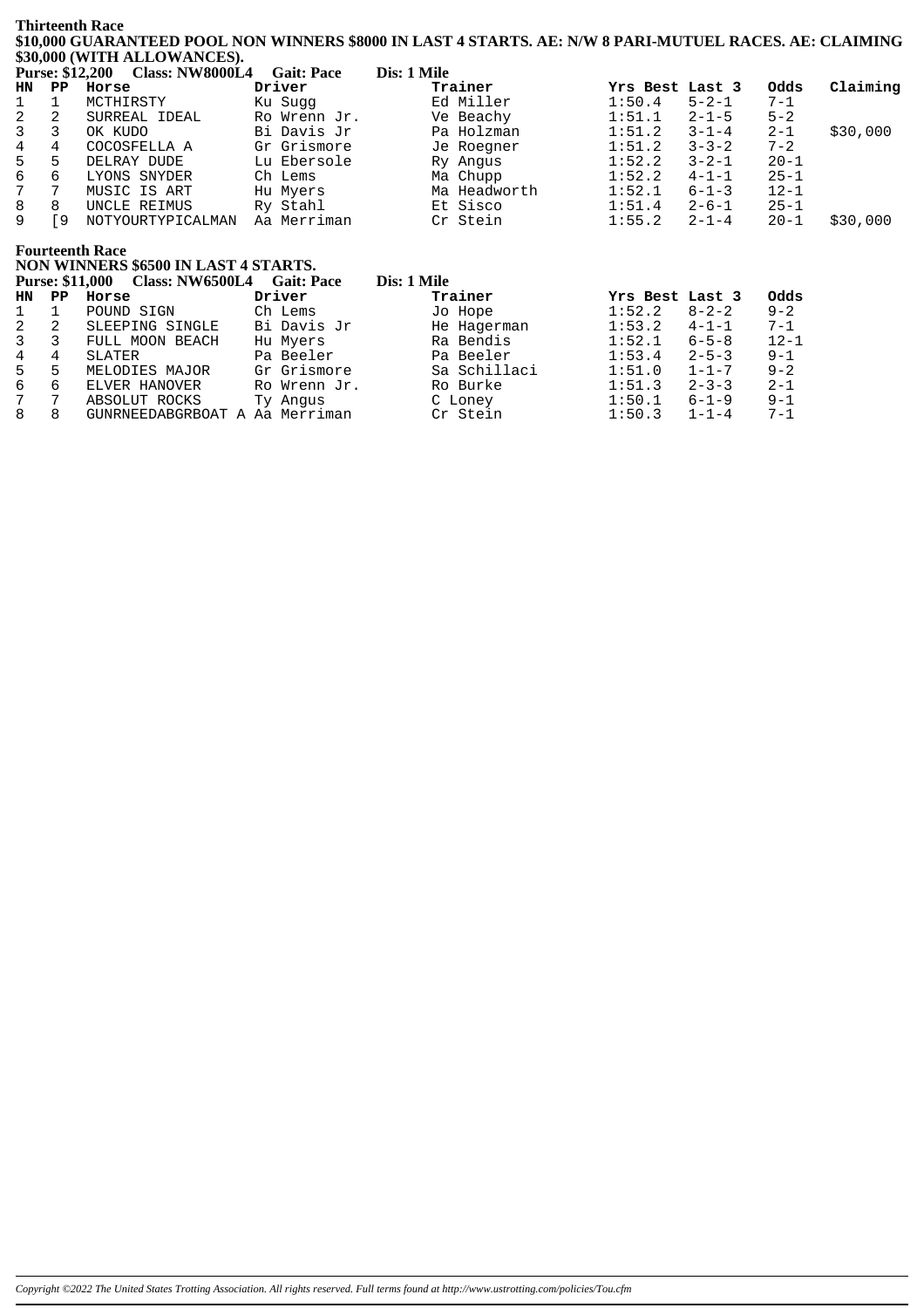**Thirteenth Race**

**$10,000 GUARANTEED POOL NON WINNERS $8000 IN LAST 4 STARTS. AE: N/W 8 PARI-MUTUEL RACES. AE: CLAIMING $30,000 (WITH ALLOWANCES).**

**Purse: $12,200 Class: NW8000L4 Gait: Pace Dis: 1 Mile**

| HN | PP | Horse | Driver | Trainer | Yrs Best | Last 3 | Odds | Claiming |
|---|---|---|---|---|---|---|---|---|
| 1 | 1 | MCTHIRSTY | Ku Sugg | Ed Miller | 1:50.4 | 5-2-1 | 7-1 | |
| 2 | 2 | SURREAL IDEAL | Ro Wrenn Jr. | Ve Beachy | 1:51.1 | 2-1-5 | 5-2 | |
| 3 | 3 | OK KUDO | Bi Davis Jr | Pa Holzman | 1:51.2 | 3-1-4 | 2-1 | $30,000 |
| 4 | 4 | COCOSFELLA A | Gr Grismore | Je Roegner | 1:51.2 | 3-3-2 | 7-2 | |
| 5 | 5 | DELRAY DUDE | Lu Ebersole | Ry Angus | 1:52.2 | 3-2-1 | 20-1 | |
| 6 | 6 | LYONS SNYDER | Ch Lems | Ma Chupp | 1:52.2 | 4-1-1 | 25-1 | |
| 7 | 7 | MUSIC IS ART | Hu Myers | Ma Headworth | 1:52.1 | 6-1-3 | 12-1 | |
| 8 | 8 | UNCLE REIMUS | Ry Stahl | Et Sisco | 1:51.4 | 2-6-1 | 25-1 | |
| 9 | [9 | NOTYOURTYPICALMAN | Aa Merriman | Cr Stein | 1:55.2 | 2-1-4 | 20-1 | $30,000 |

**Fourteenth Race**

**NON WINNERS $6500 IN LAST 4 STARTS.**

**Purse: $11,000 Class: NW6500L4 Gait: Pace Dis: 1 Mile**

| HN | PP | Horse | Driver | Trainer | Yrs Best | Last 3 | Odds |
|---|---|---|---|---|---|---|---|
| 1 | 1 | POUND SIGN | Ch Lems | Jo Hope | 1:52.2 | 8-2-2 | 9-2 |
| 2 | 2 | SLEEPING SINGLE | Bi Davis Jr | He Hagerman | 1:53.2 | 4-1-1 | 7-1 |
| 3 | 3 | FULL MOON BEACH | Hu Myers | Ra Bendis | 1:52.1 | 6-5-8 | 12-1 |
| 4 | 4 | SLATER | Pa Beeler | Pa Beeler | 1:53.4 | 2-5-3 | 9-1 |
| 5 | 5 | MELODIES MAJOR | Gr Grismore | Sa Schillaci | 1:51.0 | 1-1-7 | 9-2 |
| 6 | 6 | ELVER HANOVER | Ro Wrenn Jr. | Ro Burke | 1:51.3 | 2-3-3 | 2-1 |
| 7 | 7 | ABSOLUT ROCKS | Ty Angus | C Loney | 1:50.1 | 6-1-9 | 9-1 |
| 8 | 8 | GUNRNEEDABGRBOAT A | Aa Merriman | Cr Stein | 1:50.3 | 1-1-4 | 7-1 |

*Copyright ©2022 The United States Trotting Association. All rights reserved. Full terms found at http://www.ustrotting.com/policies/Tou.cfm*